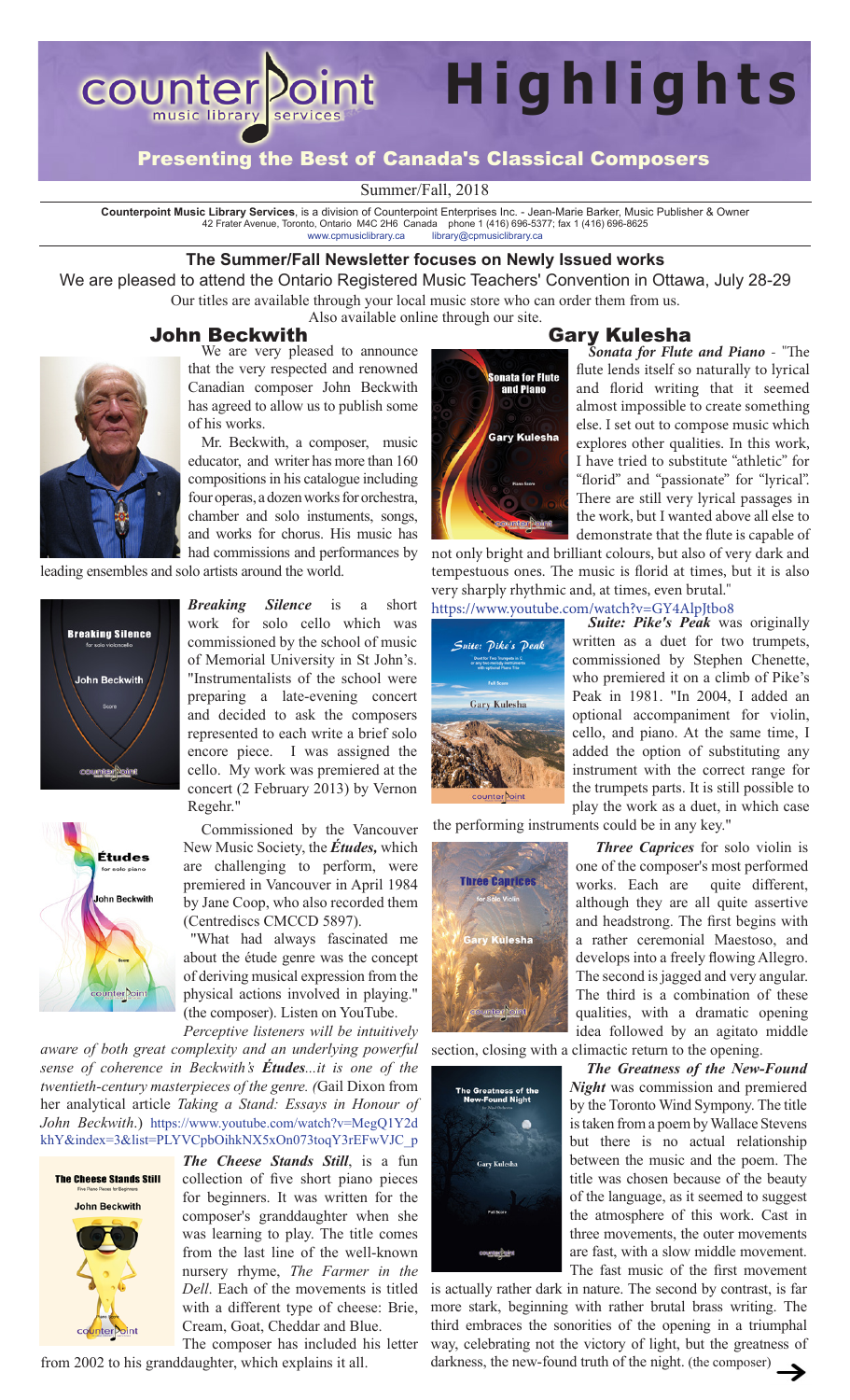# counterpoint music library services Highlights

## Presenting the Best of Canada's Classical Composers

Summer/Fall, 2018

**Counterpoint Music Library Services**, is a division of Counterpoint Enterprises Inc. - Jean-Marie Barker, Music Publisher & Owner
42 Frater Avenue, Toronto, Ontario M4C 2H6 Canada phone 1 (416) 696-5377; fax 1 (416) 696-8625
www.cpmusiclibrary.ca library@cpmusiclibrary.ca

**The Summer/Fall Newsletter focuses on Newly Issued works**

We are pleased to attend the Ontario Registered Music Teachers' Convention in Ottawa, July 28-29

Our titles are available through your local music store who can order them from us.
Also available online through our site.

## John Beckwith

We are very pleased to announce that the very respected and renowned Canadian composer John Beckwith has agreed to allow us to publish some of his works.

Mr. Beckwith, a composer, music educator, and writer has more than 160 compositions in his catalogue including four operas, a dozen works for orchestra, chamber and solo instuments, songs, and works for chorus. His music has had commissions and performances by leading ensembles and solo artists around the world.

***Breaking Silence*** is a short work for solo cello which was commissioned by the school of music of Memorial University in St John's. "Instrumentalists of the school were preparing a late-evening concert and decided to ask the composers represented to each write a brief solo encore piece. I was assigned the cello. My work was premiered at the concert (2 February 2013) by Vernon Regehr."

Commissioned by the Vancouver New Music Society, the ***Études,*** which are challenging to perform, were premiered in Vancouver in April 1984 by Jane Coop, who also recorded them (Centrediscs CMCCD 5897).

"What had always fascinated me about the étude genre was the concept of deriving musical expression from the physical actions involved in playing." (the composer). Listen on YouTube.

*Perceptive listeners will be intuitively aware of both great complexity and an underlying powerful sense of coherence in Beckwith's **Études**...it is one of the twentieth-century masterpieces of the genre. (*Gail Dixon from her analytical article *Taking a Stand: Essays in Honour of John Beckwith*.) https://www.youtube.com/watch?v=MegQ1Y2dkhY&index=3&list=PLYVCpbOihkNX5xOn073toqY3rEFwVJC_p

***The Cheese Stands Still***, is a fun collection of five short piano pieces for beginners. It was written for the composer's granddaughter when she was learning to play. The title comes from the last line of the well-known nursery rhyme, *The Farmer in the Dell*. Each of the movements is titled with a different type of cheese: Brie, Cream, Goat, Cheddar and Blue.

The composer has included his letter from 2002 to his granddaughter, which explains it all.

## Gary Kulesha

***Sonata for Flute and Piano*** - "The flute lends itself so naturally to lyrical and florid writing that it seemed almost impossible to create something else. I set out to compose music which explores other qualities. In this work, I have tried to substitute "athletic" for "florid" and "passionate" for "lyrical". There are still very lyrical passages in the work, but I wanted above all else to demonstrate that the flute is capable of not only bright and brilliant colours, but also of very dark and tempestuous ones. The music is florid at times, but it is also very sharply rhythmic and, at times, even brutal."
https://www.youtube.com/watch?v=GY4AlpJtbo8

***Suite: Pike's Peak*** was originally written as a duet for two trumpets, commissioned by Stephen Chenette, who premiered it on a climb of Pike's Peak in 1981. "In 2004, I added an optional accompaniment for violin, cello, and piano. At the same time, I added the option of substituting any instrument with the correct range for the trumpets parts. It is still possible to play the work as a duet, in which case the performing instruments could be in any key."

***Three Caprices*** for solo violin is one of the composer's most performed works. Each are quite different, although they are all quite assertive and headstrong. The first begins with a rather ceremonial Maestoso, and develops into a freely flowing Allegro. The second is jagged and very angular. The third is a combination of these qualities, with a dramatic opening idea followed by an agitato middle section, closing with a climactic return to the opening.

***The Greatness of the New-Found Night*** was commission and premiered by the Toronto Wind Sympony. The title is taken from a poem by Wallace Stevens but there is no actual relationship between the music and the poem. The title was chosen because of the beauty of the language, as it seemed to suggest the atmosphere of this work. Cast in three movements, the outer movements are fast, with a slow middle movement. The fast music of the first movement is actually rather dark in nature. The second by contrast, is far more stark, beginning with rather brutal brass writing. The third embraces the sonorities of the opening in a triumphal way, celebrating not the victory of light, but the greatness of darkness, the new-found truth of the night. (the composer)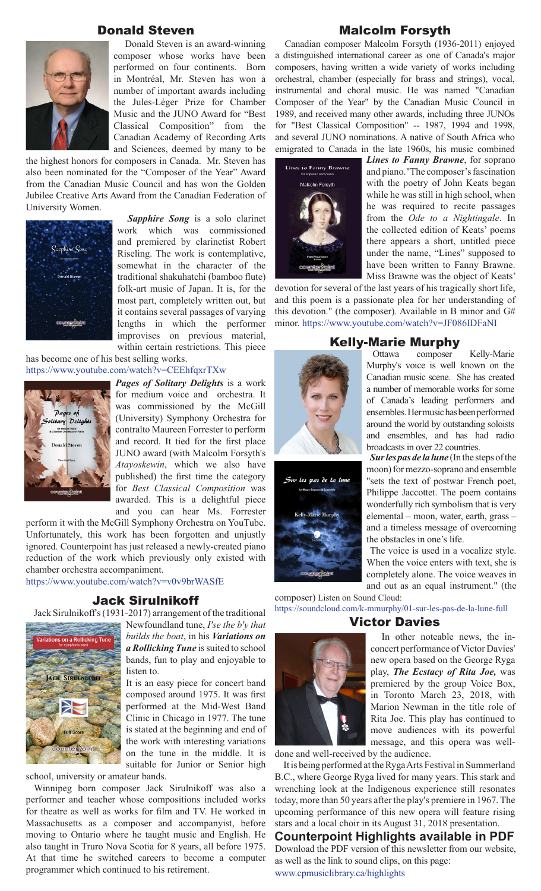## Donald Steven

Donald Steven is an award-winning composer whose works have been performed on four continents. Born in Montréal, Mr. Steven has won a number of important awards including the Jules-Léger Prize for Chamber Music and the JUNO Award for "Best Classical Composition" from the Canadian Academy of Recording Arts and Sciences, deemed by many to be the highest honors for composers in Canada. Mr. Steven has also been nominated for the "Composer of the Year" Award from the Canadian Music Council and has won the Golden Jubilee Creative Arts Award from the Canadian Federation of University Women.

***Sapphire Song*** is a solo clarinet work which was commissioned and premiered by clarinetist Robert Riseling. The work is contemplative, somewhat in the character of the traditional shakuhatchi (bamboo flute) folk-art music of Japan. It is, for the most part, completely written out, but it contains several passages of varying lengths in which the performer improvises on previous material, within certain restrictions. This piece has become one of his best selling works.
https://www.youtube.com/watch?v=CEEhfqxrTXw

***Pages of Solitary Delights*** is a work for medium voice and orchestra. It was commissioned by the McGill (University) Symphony Orchestra for contralto Maureen Forrester to perform and record. It tied for the first place JUNO award (with Malcolm Forsyth's *Atayoskewin*, which we also have published) the first time the category for *Best Classical Composition* was awarded. This is a delightful piece and you can hear Ms. Forrester perform it with the McGill Symphony Orchestra on YouTube. Unfortunately, this work has been forgotten and unjustly ignored. Counterpoint has just released a newly-created piano reduction of the work which previously only existed with chamber orchestra accompaniment.
https://www.youtube.com/watch?v=v0v9brWASfE

## Jack Sirulnikoff

Jack Sirulnikoff's (1931-2017) arrangement of the traditional Newfoundland tune, *I'se the b'y that builds the boat*, in his ***Variations on a Rollicking Tune*** is suited to school bands, fun to play and enjoyable to listen to.

It is an easy piece for concert band composed around 1975. It was first performed at the Mid-West Band Clinic in Chicago in 1977. The tune is stated at the beginning and end of the work with interesting variations on the tune in the middle. It is suitable for Junior or Senior high school, university or amateur bands.

Winnipeg born composer Jack Sirulnikoff was also a performer and teacher whose compositions included works for theatre as well as works for film and TV. He worked in Massachusetts as a composer and accompanyist, before moving to Ontario where he taught music and English. He also taught in Truro Nova Scotia for 8 years, all before 1975. At that time he switched careers to become a computer programmer which continued to his retirement.

## Malcolm Forsyth

Canadian composer Malcolm Forsyth (1936-2011) enjoyed a distinguished international career as one of Canada's major composers, having written a wide variety of works including orchestral, chamber (especially for brass and strings), vocal, instrumental and choral music. He was named "Canadian Composer of the Year" by the Canadian Music Council in 1989, and received many other awards, including three JUNOs for "Best Classical Composition" -- 1987, 1994 and 1998, and several JUNO nominations. A native of South Africa who emigrated to Canada in the late 1960s, his music combined

***Lines to Fanny Brawne***, for soprano and piano. "The composer's fascination with the poetry of John Keats began while he was still in high school, when he was required to recite passages from the *Ode to a Nightingale*. In the collected edition of Keats' poems there appears a short, untitled piece under the name, "Lines" supposed to have been written to Fanny Brawne. Miss Brawne was the object of Keats' devotion for several of the last years of his tragically short life, and this poem is a passionate plea for her understanding of this devotion." (the composer). Available in B minor and G# minor. https://www.youtube.com/watch?v=JF086IDFaNI

## Kelly-Marie Murphy

Ottawa composer Kelly-Marie Murphy's voice is well known on the Canadian music scene. She has created a number of memorable works for some of Canada's leading performers and ensembles. Her music has been performed around the world by outstanding soloists and ensembles, and has had radio broadcasts in over 22 countries.

***Sur les pas de la lune*** (In the steps of the moon) for mezzo-soprano and ensemble "sets the text of postwar French poet, Philippe Jaccottet. The poem contains wonderfully rich symbolism that is very elemental – moon, water, earth, grass – and a timeless message of overcoming the obstacles in one's life.

The voice is used in a vocalize style. When the voice enters with text, she is completely alone. The voice weaves in and out as an equal instrument." (the composer) Listen on Sound Cloud:
https://soundcloud.com/k-mmurphy/01-sur-les-pas-de-la-lune-full

## Victor Davies

In other noteable news, the in-concert performance of Victor Davies' new opera based on the George Ryga play, ***The Ecstacy of Rita Joe,*** was premiered by the group Voice Box, in Toronto March 23, 2018, with Marion Newman in the title role of Rita Joe. This play has continued to move audiences with its powerful message, and this opera was well-done and well-received by the audience.

It is being performed at the Ryga Arts Festival in Summerland B.C., where George Ryga lived for many years. This stark and wrenching look at the Indigenous experience still resonates today, more than 50 years after the play's premiere in 1967. The upcoming performance of this new opera will feature rising stars and a local choir in its August 31, 2018 presentation.

## Counterpoint Highlights available in PDF

Download the PDF version of this newsletter from our website, as well as the link to sound clips, on this page:
www.cpmusiclibrary.ca/highlights